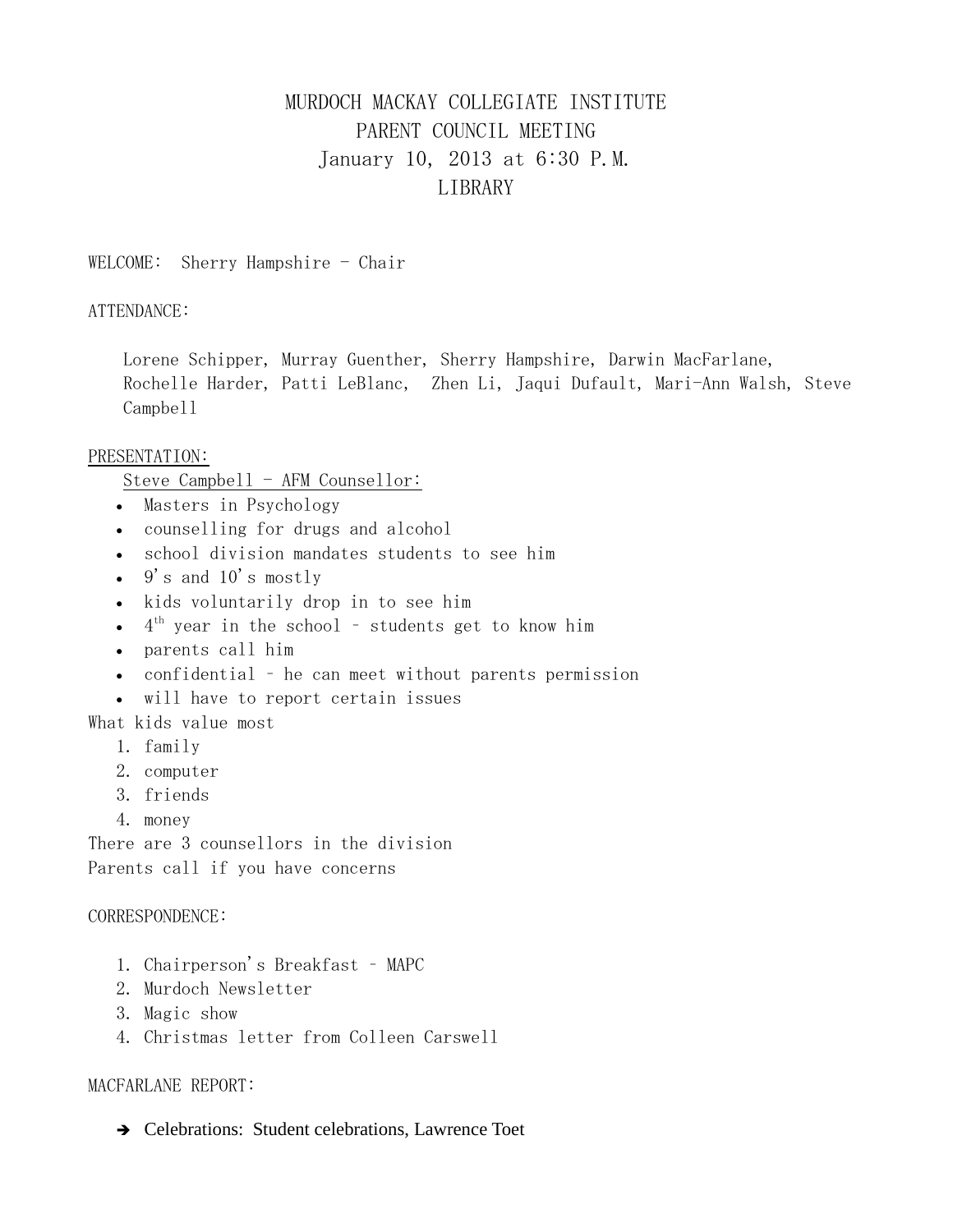# MURDOCH MACKAY COLLEGIATE INSTITUTE
# PARENT COUNCIL MEETING
# January 10, 2013 at 6:30 P.M.
# LIBRARY

WELCOME: Sherry Hampshire - Chair

ATTENDANCE:

Lorene Schipper, Murray Guenther, Sherry Hampshire, Darwin MacFarlane, Rochelle Harder, Patti LeBlanc, Zhen Li, Jaqui Dufault, Mari-Ann Walsh, Steve Campbell

PRESENTATION:

Steve Campbell - AFM Counsellor:

- Masters in Psychology
- counselling for drugs and alcohol
- school division mandates students to see him
- 9's and 10's mostly
- kids voluntarily drop in to see him
- 4th year in the school – students get to know him
- parents call him
- confidential – he can meet without parents permission
- will have to report certain issues

What kids value most

1. family
2. computer
3. friends
4. money

There are 3 counsellors in the division

Parents call if you have concerns

CORRESPONDENCE:

1. Chairperson's Breakfast – MAPC
2. Murdoch Newsletter
3. Magic show
4. Christmas letter from Colleen Carswell

MACFARLANE REPORT:

- ➔ Celebrations: Student celebrations, Lawrence Toet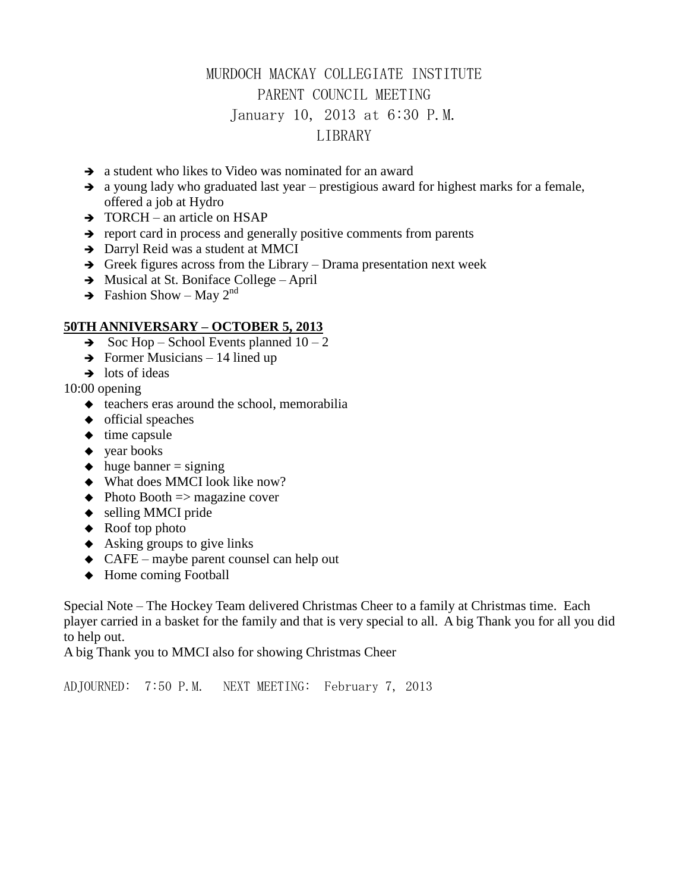# MURDOCH MACKAY COLLEGIATE INSTITUTE
## PARENT COUNCIL MEETING
## January 10, 2013 at 6:30 P.M.
## LIBRARY

- a student who likes to Video was nominated for an award
- a young lady who graduated last year – prestigious award for highest marks for a female, offered a job at Hydro
- TORCH – an article on HSAP
- report card in process and generally positive comments from parents
- Darryl Reid was a student at MMCI
- Greek figures across from the Library – Drama presentation next week
- Musical at St. Boniface College – April
- Fashion Show – May 2nd

**50TH ANNIVERSARY – OCTOBER 5, 2013**

- Soc Hop – School Events planned 10 – 2
- Former Musicians – 14 lined up
- lots of ideas

10:00 opening

- teachers eras around the school, memorabilia
- official speaches
- time capsule
- year books
- huge banner = signing
- What does MMCI look like now?
- Photo Booth => magazine cover
- selling MMCI pride
- Roof top photo
- Asking groups to give links
- CAFE – maybe parent counsel can help out
- Home coming Football

Special Note – The Hockey Team delivered Christmas Cheer to a family at Christmas time. Each player carried in a basket for the family and that is very special to all. A big Thank you for all you did to help out.

A big Thank you to MMCI also for showing Christmas Cheer

ADJOURNED: 7:50 P.M. NEXT MEETING: February 7, 2013